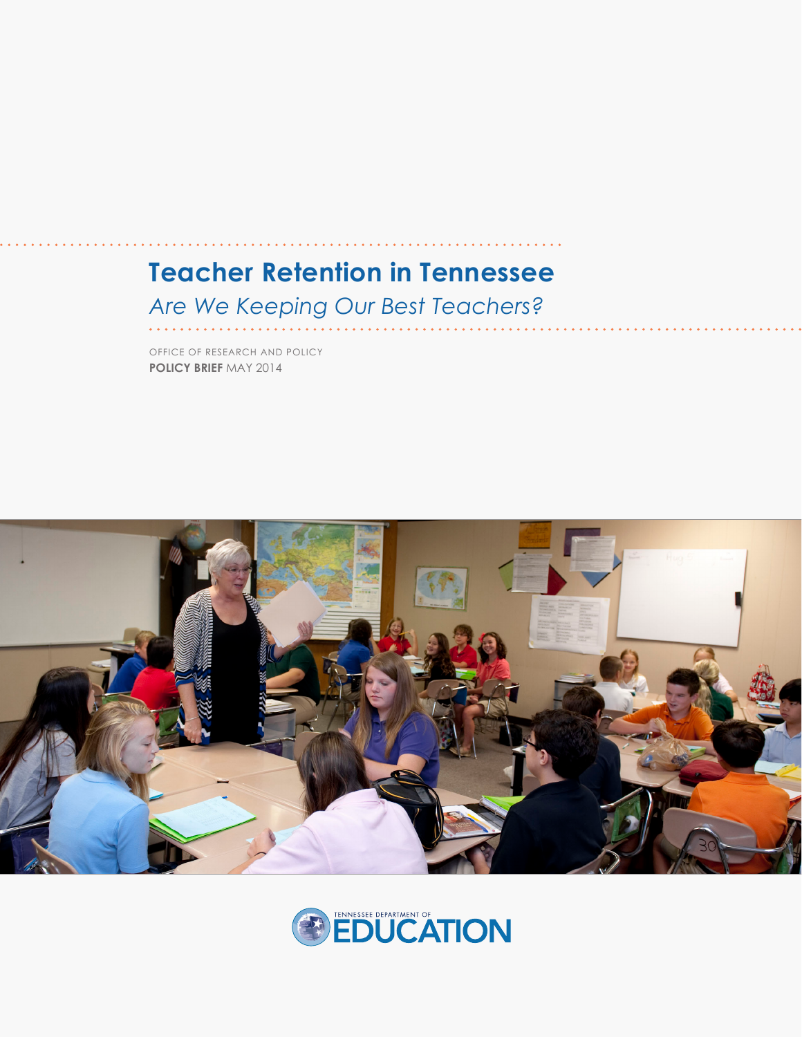# Teacher Retention in Tennessee

## *Are We Keeping Our Best Teachers?*

OFFICE OF RESEARCH AND POLICY
**POLICY BRIEF** MAY 2014

TENNESSEE DEPARTMENT OF EDUCATION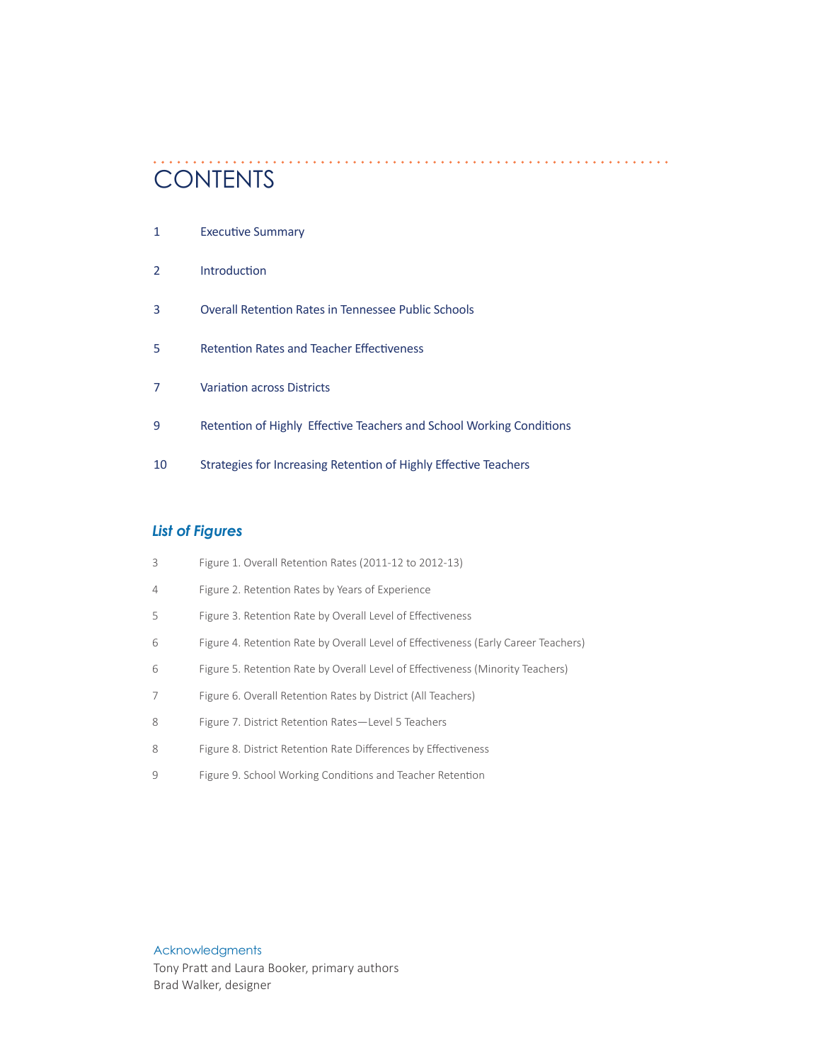# CONTENTS

| | |
|---|---|
| 1 | Executive Summary |
| 2 | Introduction |
| 3 | Overall Retention Rates in Tennessee Public Schools |
| 5 | Retention Rates and Teacher Effectiveness |
| 7 | Variation across Districts |
| 9 | Retention of Highly Effective Teachers and School Working Conditions |
| 10 | Strategies for Increasing Retention of Highly Effective Teachers |

## *List of Figures*

| | |
|---|---|
| 3 | Figure 1. Overall Retention Rates (2011-12 to 2012-13) |
| 4 | Figure 2. Retention Rates by Years of Experience |
| 5 | Figure 3. Retention Rate by Overall Level of Effectiveness |
| 6 | Figure 4. Retention Rate by Overall Level of Effectiveness (Early Career Teachers) |
| 6 | Figure 5. Retention Rate by Overall Level of Effectiveness (Minority Teachers) |
| 7 | Figure 6. Overall Retention Rates by District (All Teachers) |
| 8 | Figure 7. District Retention Rates—Level 5 Teachers |
| 8 | Figure 8. District Retention Rate Differences by Effectiveness |
| 9 | Figure 9. School Working Conditions and Teacher Retention |

Acknowledgments

Tony Pratt and Laura Booker, primary authors
Brad Walker, designer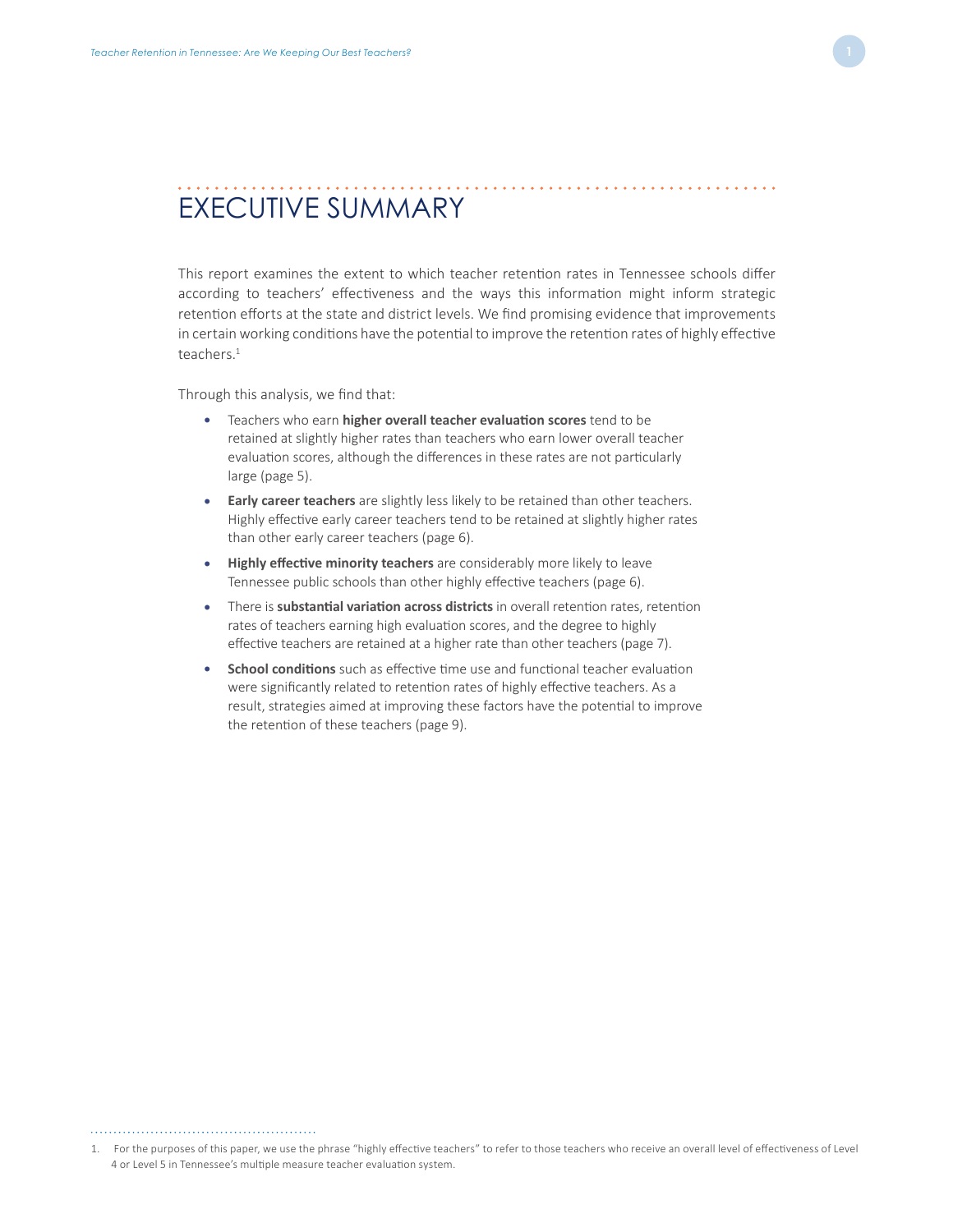# EXECUTIVE SUMMARY

This report examines the extent to which teacher retention rates in Tennessee schools differ according to teachers' effectiveness and the ways this information might inform strategic retention efforts at the state and district levels. We find promising evidence that improvements in certain working conditions have the potential to improve the retention rates of highly effective teachers.[1]

Through this analysis, we find that:

- Teachers who earn **higher overall teacher evaluation scores** tend to be retained at slightly higher rates than teachers who earn lower overall teacher evaluation scores, although the differences in these rates are not particularly large (page 5).
- **Early career teachers** are slightly less likely to be retained than other teachers. Highly effective early career teachers tend to be retained at slightly higher rates than other early career teachers (page 6).
- **Highly effective minority teachers** are considerably more likely to leave Tennessee public schools than other highly effective teachers (page 6).
- There is **substantial variation across districts** in overall retention rates, retention rates of teachers earning high evaluation scores, and the degree to highly effective teachers are retained at a higher rate than other teachers (page 7).
- **School conditions** such as effective time use and functional teacher evaluation were significantly related to retention rates of highly effective teachers. As a result, strategies aimed at improving these factors have the potential to improve the retention of these teachers (page 9).

1. For the purposes of this paper, we use the phrase "highly effective teachers" to refer to those teachers who receive an overall level of effectiveness of Level 4 or Level 5 in Tennessee's multiple measure teacher evaluation system.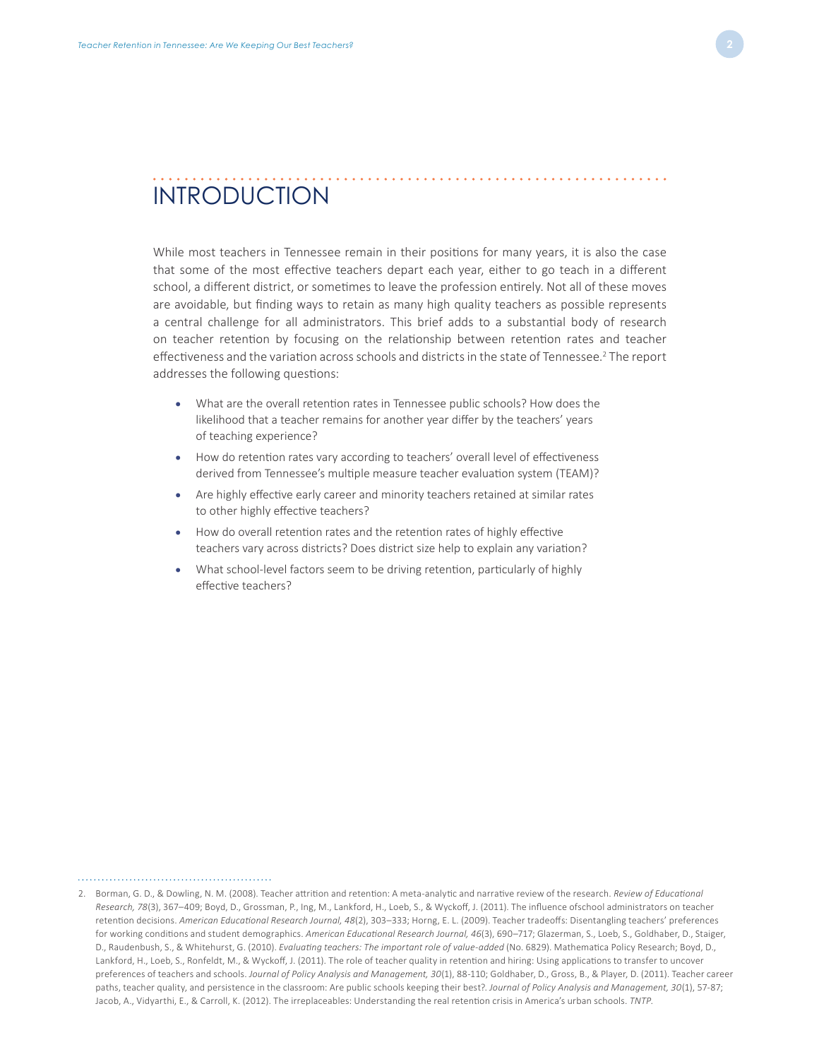# INTRODUCTION

While most teachers in Tennessee remain in their positions for many years, it is also the case that some of the most effective teachers depart each year, either to go teach in a different school, a different district, or sometimes to leave the profession entirely. Not all of these moves are avoidable, but finding ways to retain as many high quality teachers as possible represents a central challenge for all administrators. This brief adds to a substantial body of research on teacher retention by focusing on the relationship between retention rates and teacher effectiveness and the variation across schools and districts in the state of Tennessee.[2] The report addresses the following questions:

- What are the overall retention rates in Tennessee public schools? How does the likelihood that a teacher remains for another year differ by the teachers' years of teaching experience?
- How do retention rates vary according to teachers' overall level of effectiveness derived from Tennessee's multiple measure teacher evaluation system (TEAM)?
- Are highly effective early career and minority teachers retained at similar rates to other highly effective teachers?
- How do overall retention rates and the retention rates of highly effective teachers vary across districts? Does district size help to explain any variation?
- What school-level factors seem to be driving retention, particularly of highly effective teachers?

---

2. Borman, G. D., & Dowling, N. M. (2008). Teacher attrition and retention: A meta-analytic and narrative review of the research. *Review of Educational Research, 78*(3), 367–409; Boyd, D., Grossman, P., Ing, M., Lankford, H., Loeb, S., & Wyckoff, J. (2011). The influence ofschool administrators on teacher retention decisions. *American Educational Research Journal, 48*(2), 303–333; Horng, E. L. (2009). Teacher tradeoffs: Disentangling teachers' preferences for working conditions and student demographics. *American Educational Research Journal, 46*(3), 690–717; Glazerman, S., Loeb, S., Goldhaber, D., Staiger, D., Raudenbush, S., & Whitehurst, G. (2010). *Evaluating teachers: The important role of value-added* (No. 6829). Mathematica Policy Research; Boyd, D., Lankford, H., Loeb, S., Ronfeldt, M., & Wyckoff, J. (2011). The role of teacher quality in retention and hiring: Using applications to transfer to uncover preferences of teachers and schools. *Journal of Policy Analysis and Management, 30*(1), 88-110; Goldhaber, D., Gross, B., & Player, D. (2011). Teacher career paths, teacher quality, and persistence in the classroom: Are public schools keeping their best?. *Journal of Policy Analysis and Management, 30*(1), 57-87; Jacob, A., Vidyarthi, E., & Carroll, K. (2012). The irreplaceables: Understanding the real retention crisis in America's urban schools. *TNTP.*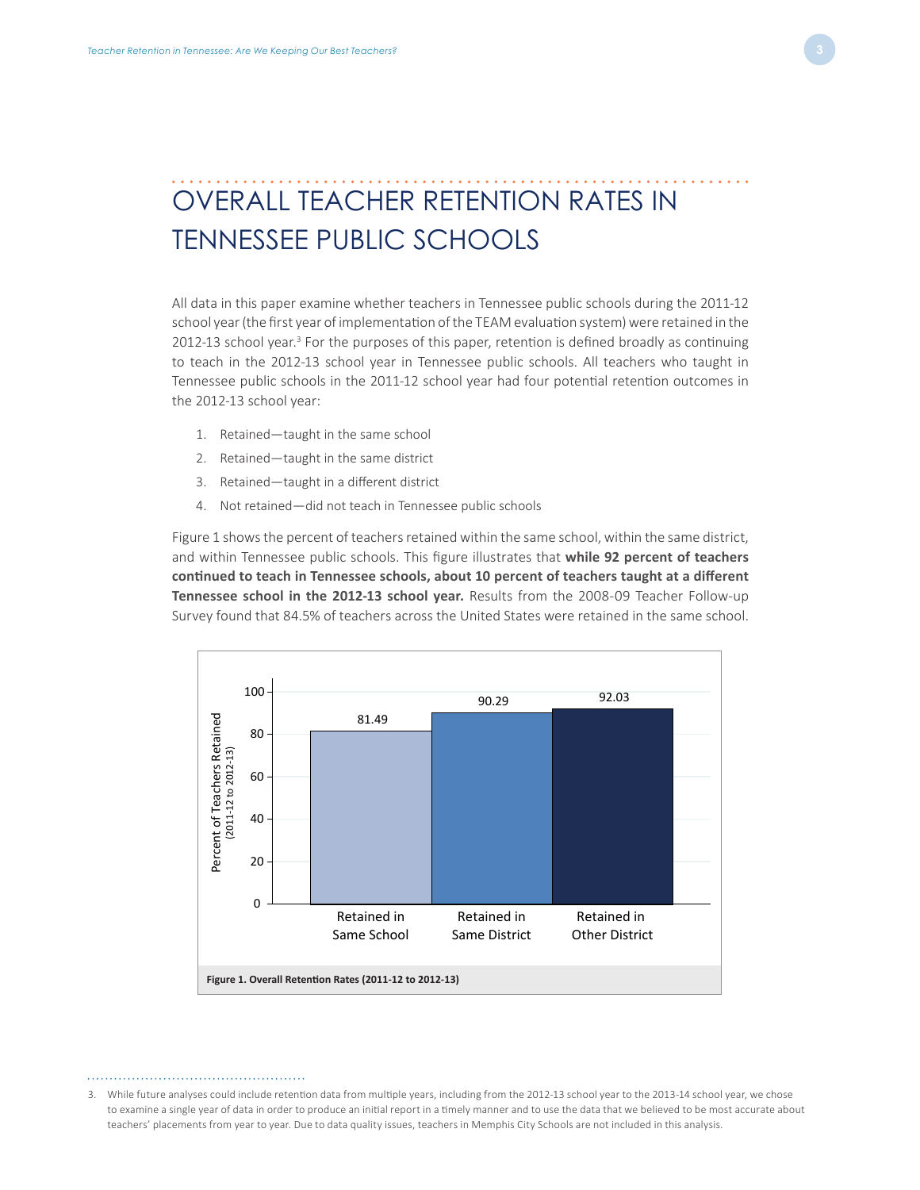# OVERALL TEACHER RETENTION RATES IN TENNESSEE PUBLIC SCHOOLS

All data in this paper examine whether teachers in Tennessee public schools during the 2011-12 school year (the first year of implementation of the TEAM evaluation system) were retained in the 2012-13 school year.[3] For the purposes of this paper, retention is defined broadly as continuing to teach in the 2012-13 school year in Tennessee public schools. All teachers who taught in Tennessee public schools in the 2011-12 school year had four potential retention outcomes in the 2012-13 school year:

1. Retained—taught in the same school
2. Retained—taught in the same district
3. Retained—taught in a different district
4. Not retained—did not teach in Tennessee public schools

Figure 1 shows the percent of teachers retained within the same school, within the same district, and within Tennessee public schools. This figure illustrates that **while 92 percent of teachers continued to teach in Tennessee schools, about 10 percent of teachers taught at a different Tennessee school in the 2012-13 school year.** Results from the 2008-09 Teacher Follow-up Survey found that 84.5% of teachers across the United States were retained in the same school.

| | Percent of Teachers Retained (2011-12 to 2012-13) |
|---|---|
| Retained in Same School | 81.49 |
| Retained in Same District | 90.29 |
| Retained in Other District | 92.03 |

**Figure 1. Overall Retention Rates (2011-12 to 2012-13)**

3. While future analyses could include retention data from multiple years, including from the 2012-13 school year to the 2013-14 school year, we chose to examine a single year of data in order to produce an initial report in a timely manner and to use the data that we believed to be most accurate about teachers' placements from year to year. Due to data quality issues, teachers in Memphis City Schools are not included in this analysis.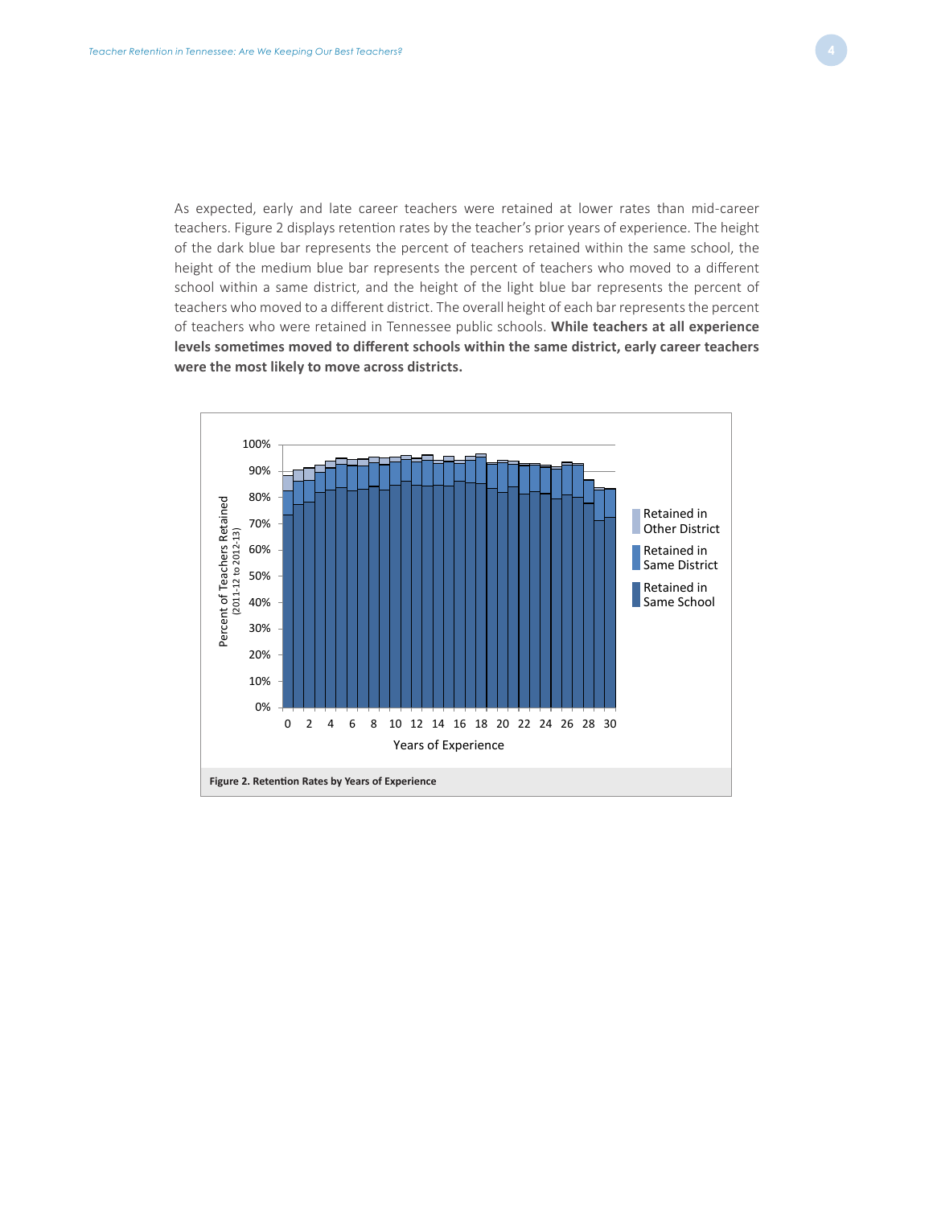As expected, early and late career teachers were retained at lower rates than mid-career teachers. Figure 2 displays retention rates by the teacher's prior years of experience. The height of the dark blue bar represents the percent of teachers retained within the same school, the height of the medium blue bar represents the percent of teachers who moved to a different school within a same district, and the height of the light blue bar represents the percent of teachers who moved to a different district. The overall height of each bar represents the percent of teachers who were retained in Tennessee public schools. **While teachers at all experience levels sometimes moved to different schools within the same district, early career teachers were the most likely to move across districts.**

**Figure 2. Retention Rates by Years of Experience**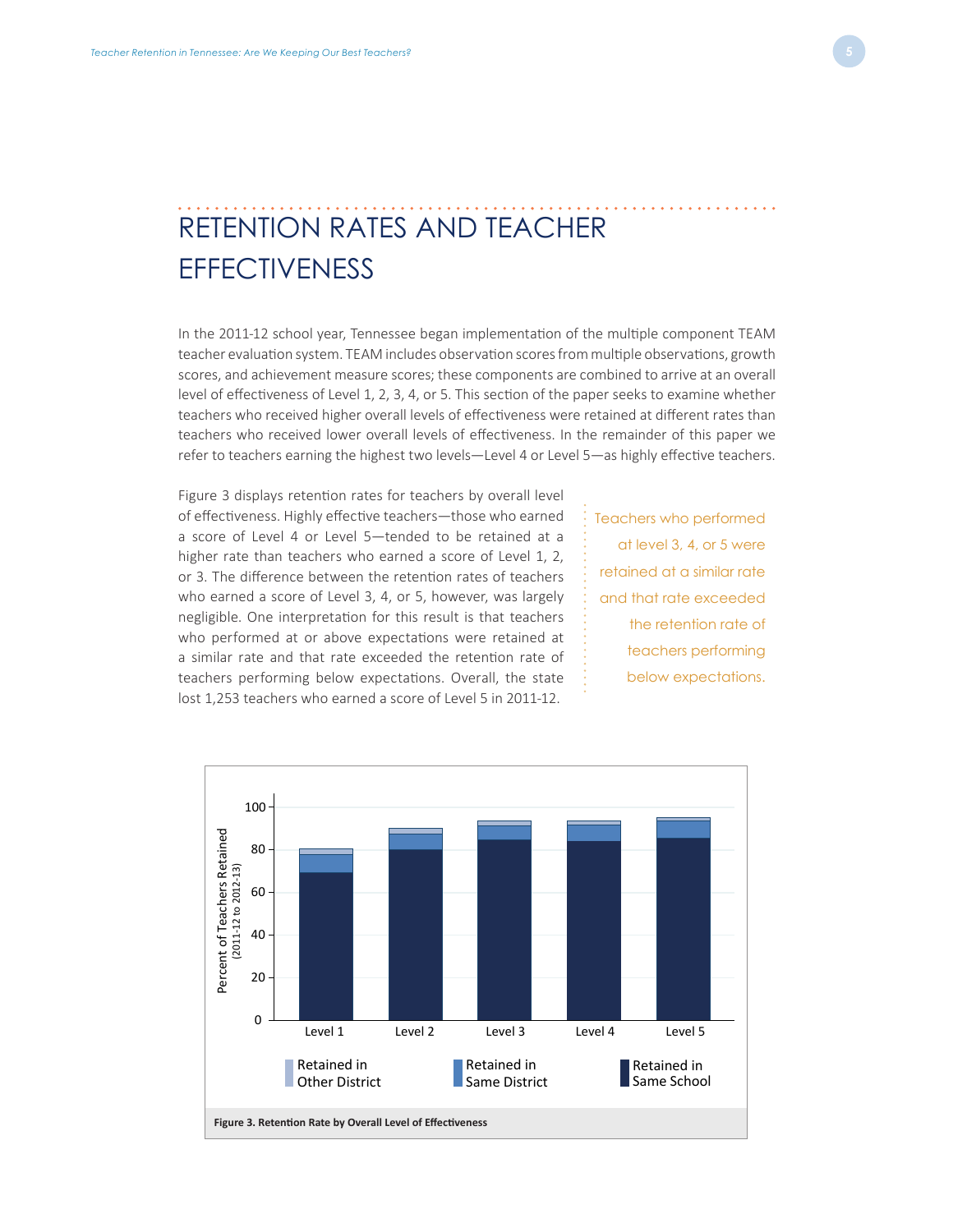# RETENTION RATES AND TEACHER EFFECTIVENESS

In the 2011-12 school year, Tennessee began implementation of the multiple component TEAM teacher evaluation system. TEAM includes observation scores from multiple observations, growth scores, and achievement measure scores; these components are combined to arrive at an overall level of effectiveness of Level 1, 2, 3, 4, or 5. This section of the paper seeks to examine whether teachers who received higher overall levels of effectiveness were retained at different rates than teachers who received lower overall levels of effectiveness. In the remainder of this paper we refer to teachers earning the highest two levels—Level 4 or Level 5—as highly effective teachers.

Figure 3 displays retention rates for teachers by overall level of effectiveness. Highly effective teachers—those who earned a score of Level 4 or Level 5—tended to be retained at a higher rate than teachers who earned a score of Level 1, 2, or 3. The difference between the retention rates of teachers who earned a score of Level 3, 4, or 5, however, was largely negligible. One interpretation for this result is that teachers who performed at or above expectations were retained at a similar rate and that rate exceeded the retention rate of teachers performing below expectations. Overall, the state lost 1,253 teachers who earned a score of Level 5 in 2011-12.

> Teachers who performed at level 3, 4, or 5 were retained at a similar rate and that rate exceeded the retention rate of teachers performing below expectations.

**Figure 3. Retention Rate by Overall Level of Effectiveness**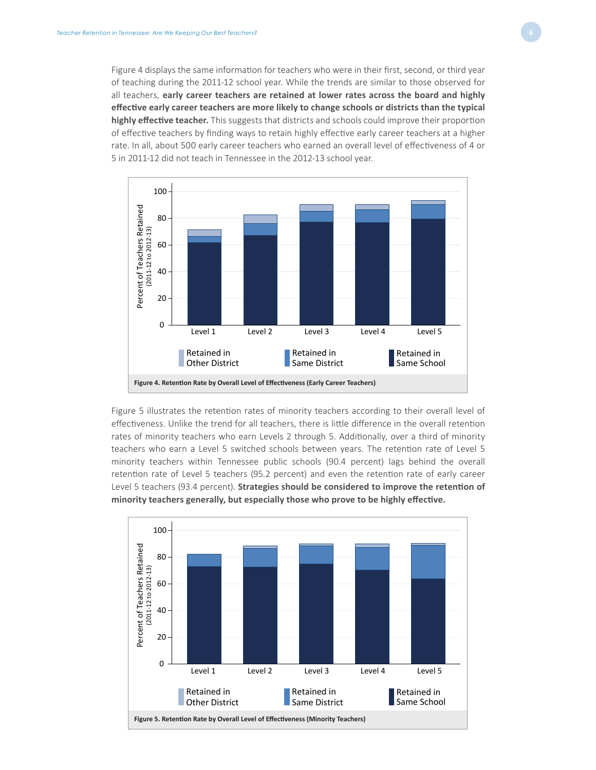Figure 4 displays the same information for teachers who were in their first, second, or third year of teaching during the 2011-12 school year. While the trends are similar to those observed for all teachers, **early career teachers are retained at lower rates across the board and highly effective early career teachers are more likely to change schools or districts than the typical highly effective teacher.** This suggests that districts and schools could improve their proportion of effective teachers by finding ways to retain highly effective early career teachers at a higher rate. In all, about 500 early career teachers who earned an overall level of effectiveness of 4 or 5 in 2011-12 did not teach in Tennessee in the 2012-13 school year.

**Figure 4. Retention Rate by Overall Level of Effectiveness (Early Career Teachers)**

Figure 5 illustrates the retention rates of minority teachers according to their overall level of effectiveness. Unlike the trend for all teachers, there is little difference in the overall retention rates of minority teachers who earn Levels 2 through 5. Additionally, over a third of minority teachers who earn a Level 5 switched schools between years. The retention rate of Level 5 minority teachers within Tennessee public schools (90.4 percent) lags behind the overall retention rate of Level 5 teachers (95.2 percent) and even the retention rate of early career Level 5 teachers (93.4 percent). **Strategies should be considered to improve the retention of minority teachers generally, but especially those who prove to be highly effective.**

**Figure 5. Retention Rate by Overall Level of Effectiveness (Minority Teachers)**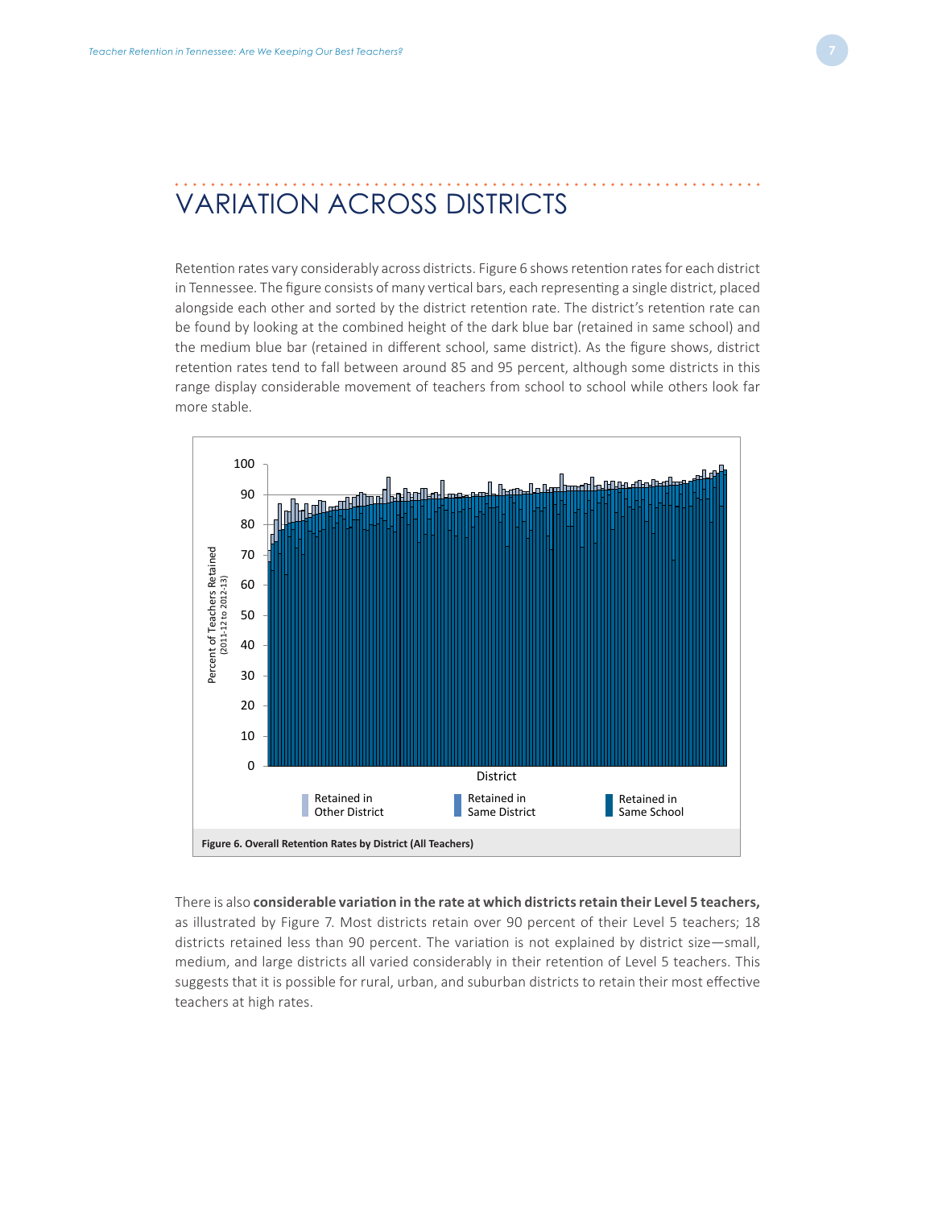# VARIATION ACROSS DISTRICTS

Retention rates vary considerably across districts. Figure 6 shows retention rates for each district in Tennessee. The figure consists of many vertical bars, each representing a single district, placed alongside each other and sorted by the district retention rate. The district's retention rate can be found by looking at the combined height of the dark blue bar (retained in same school) and the medium blue bar (retained in different school, same district). As the figure shows, district retention rates tend to fall between around 85 and 95 percent, although some districts in this range display considerable movement of teachers from school to school while others look far more stable.

**Figure 6. Overall Retention Rates by District (All Teachers)**

There is also **considerable variation in the rate at which districts retain their Level 5 teachers,** as illustrated by Figure 7. Most districts retain over 90 percent of their Level 5 teachers; 18 districts retained less than 90 percent. The variation is not explained by district size—small, medium, and large districts all varied considerably in their retention of Level 5 teachers. This suggests that it is possible for rural, urban, and suburban districts to retain their most effective teachers at high rates.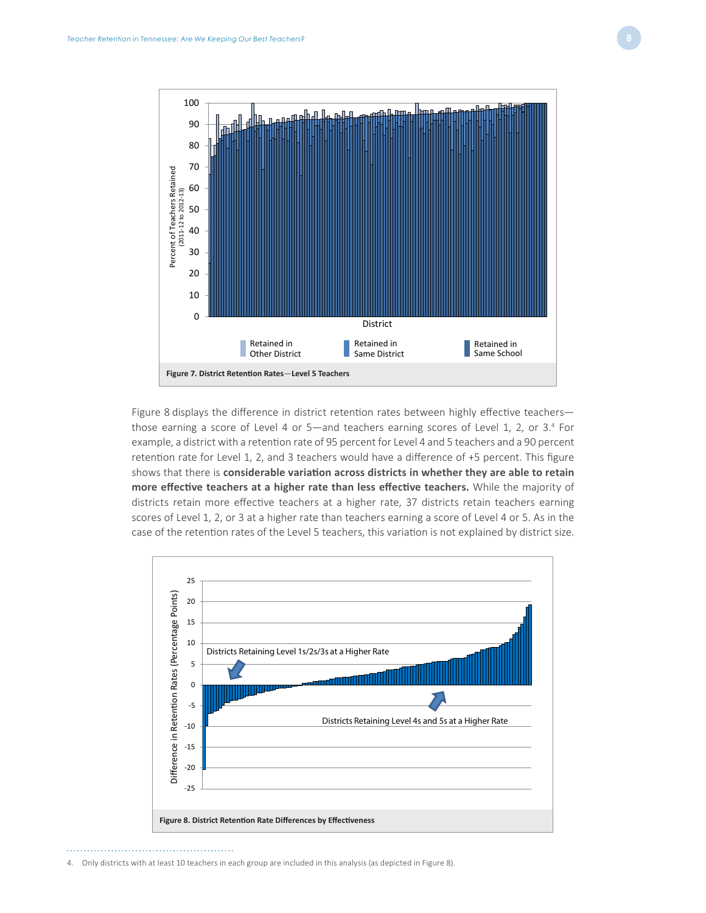**Figure 7. District Retention Rates—Level 5 Teachers**

Figure 8 displays the difference in district retention rates between highly effective teachers—those earning a score of Level 4 or 5—and teachers earning scores of Level 1, 2, or 3.[4] For example, a district with a retention rate of 95 percent for Level 4 and 5 teachers and a 90 percent retention rate for Level 1, 2, and 3 teachers would have a difference of +5 percent. This figure shows that there is **considerable variation across districts in whether they are able to retain more effective teachers at a higher rate than less effective teachers.** While the majority of districts retain more effective teachers at a higher rate, 37 districts retain teachers earning scores of Level 1, 2, or 3 at a higher rate than teachers earning a score of Level 4 or 5. As in the case of the retention rates of the Level 5 teachers, this variation is not explained by district size.

**Figure 8. District Retention Rate Differences by Effectiveness**

4. Only districts with at least 10 teachers in each group are included in this analysis (as depicted in Figure 8).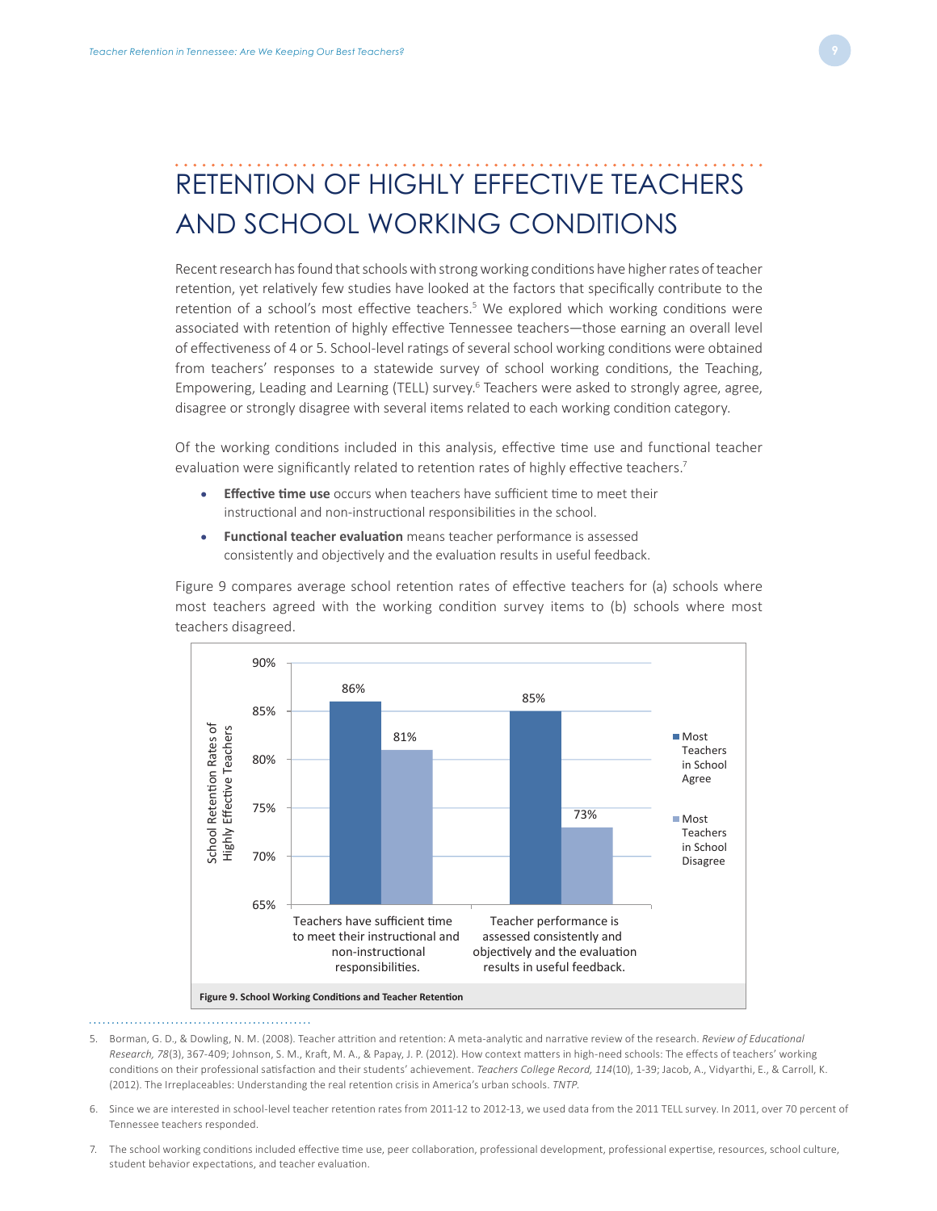# RETENTION OF HIGHLY EFFECTIVE TEACHERS AND SCHOOL WORKING CONDITIONS

Recent research has found that schools with strong working conditions have higher rates of teacher retention, yet relatively few studies have looked at the factors that specifically contribute to the retention of a school's most effective teachers.[5] We explored which working conditions were associated with retention of highly effective Tennessee teachers—those earning an overall level of effectiveness of 4 or 5. School-level ratings of several school working conditions were obtained from teachers' responses to a statewide survey of school working conditions, the Teaching, Empowering, Leading and Learning (TELL) survey.[6] Teachers were asked to strongly agree, agree, disagree or strongly disagree with several items related to each working condition category.

Of the working conditions included in this analysis, effective time use and functional teacher evaluation were significantly related to retention rates of highly effective teachers.[7]

- **Effective time use** occurs when teachers have sufficient time to meet their instructional and non-instructional responsibilities in the school.
- **Functional teacher evaluation** means teacher performance is assessed consistently and objectively and the evaluation results in useful feedback.

Figure 9 compares average school retention rates of effective teachers for (a) schools where most teachers agreed with the working condition survey items to (b) schools where most teachers disagreed.

| School Retention Rates of Highly Effective Teachers | Most Teachers in School Agree | Most Teachers in School Disagree |
|---|---|---|
| Teachers have sufficient time to meet their instructional and non-instructional responsibilities. | 86% | 81% |
| Teacher performance is assessed consistently and objectively and the evaluation results in useful feedback. | 85% | 73% |

**Figure 9. School Working Conditions and Teacher Retention**

5. Borman, G. D., & Dowling, N. M. (2008). Teacher attrition and retention: A meta-analytic and narrative review of the research. *Review of Educational Research, 78*(3), 367-409; Johnson, S. M., Kraft, M. A., & Papay, J. P. (2012). How context matters in high-need schools: The effects of teachers' working conditions on their professional satisfaction and their students' achievement. *Teachers College Record, 114*(10), 1-39; Jacob, A., Vidyarthi, E., & Carroll, K. (2012). The Irreplaceables: Understanding the real retention crisis in America's urban schools. *TNTP*.

6. Since we are interested in school-level teacher retention rates from 2011-12 to 2012-13, we used data from the 2011 TELL survey. In 2011, over 70 percent of Tennessee teachers responded.

7. The school working conditions included effective time use, peer collaboration, professional development, professional expertise, resources, school culture, student behavior expectations, and teacher evaluation.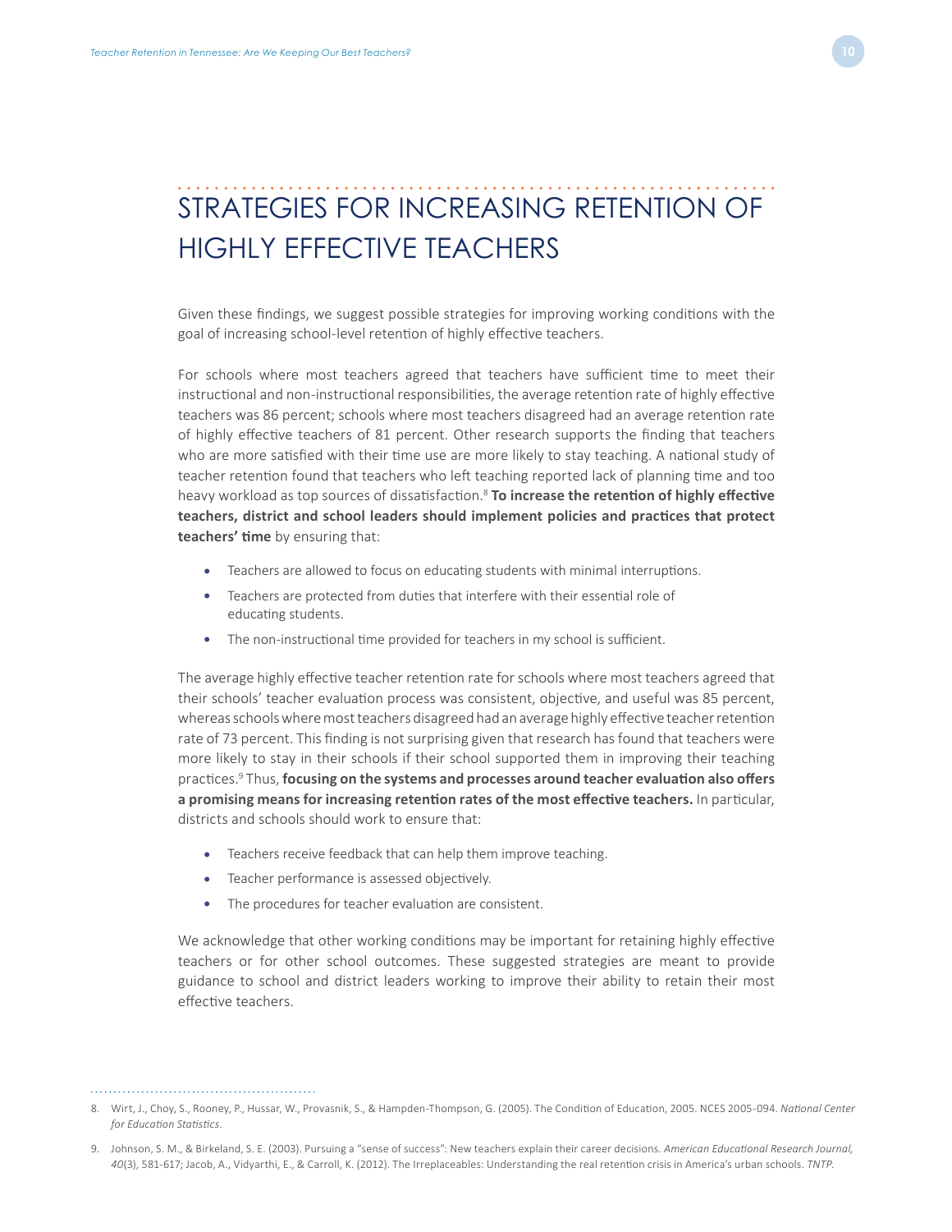# STRATEGIES FOR INCREASING RETENTION OF HIGHLY EFFECTIVE TEACHERS

Given these findings, we suggest possible strategies for improving working conditions with the goal of increasing school-level retention of highly effective teachers.

For schools where most teachers agreed that teachers have sufficient time to meet their instructional and non-instructional responsibilities, the average retention rate of highly effective teachers was 86 percent; schools where most teachers disagreed had an average retention rate of highly effective teachers of 81 percent. Other research supports the finding that teachers who are more satisfied with their time use are more likely to stay teaching. A national study of teacher retention found that teachers who left teaching reported lack of planning time and too heavy workload as top sources of dissatisfaction.[8] **To increase the retention of highly effective teachers, district and school leaders should implement policies and practices that protect teachers' time** by ensuring that:

- Teachers are allowed to focus on educating students with minimal interruptions.
- Teachers are protected from duties that interfere with their essential role of educating students.
- The non-instructional time provided for teachers in my school is sufficient.

The average highly effective teacher retention rate for schools where most teachers agreed that their schools' teacher evaluation process was consistent, objective, and useful was 85 percent, whereas schools where most teachers disagreed had an average highly effective teacher retention rate of 73 percent. This finding is not surprising given that research has found that teachers were more likely to stay in their schools if their school supported them in improving their teaching practices.[9] Thus, **focusing on the systems and processes around teacher evaluation also offers a promising means for increasing retention rates of the most effective teachers.** In particular, districts and schools should work to ensure that:

- Teachers receive feedback that can help them improve teaching.
- Teacher performance is assessed objectively.
- The procedures for teacher evaluation are consistent.

We acknowledge that other working conditions may be important for retaining highly effective teachers or for other school outcomes. These suggested strategies are meant to provide guidance to school and district leaders working to improve their ability to retain their most effective teachers.

---

8. Wirt, J., Choy, S., Rooney, P., Hussar, W., Provasnik, S., & Hampden-Thompson, G. (2005). The Condition of Education, 2005. NCES 2005-094. *National Center for Education Statistics*.

9. Johnson, S. M., & Birkeland, S. E. (2003). Pursuing a "sense of success": New teachers explain their career decisions. *American Educational Research Journal, 40*(3), 581-617; Jacob, A., Vidyarthi, E., & Carroll, K. (2012). The Irreplaceables: Understanding the real retention crisis in America's urban schools. *TNTP.*